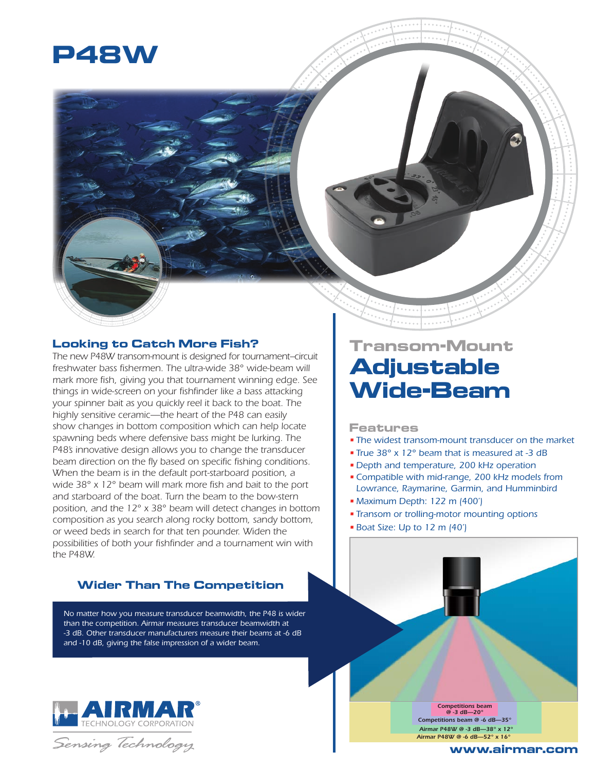# P48W

## Looking to Catch More Fish?

*The new P48W transom-mount is designed for tournament–circuit freshwater bass fishermen. The ultra-wide 38° wide-beam will mark more fish, giving you that tournament winning edge. See things in wide-screen on your fishfinder like a bass attacking your spinner bait as you quickly reel it back to the boat. The highly sensitive ceramic—the heart of the P48 can easily show changes in bottom composition which can help locate spawning beds where defensive bass might be lurking. The P48's innovative design allows you to change the transducer beam direction on the fly based on specific fishing conditions. When the beam is in the default port-starboard position, a wide 38° x 12° beam will mark more fish and bait to the port and starboard of the boat. Turn the beam to the bow-stern position, and the 12° x 38° beam will detect changes in bottom composition as you search along rocky bottom, sandy bottom, or weed beds in search for that ten pounder. Widen the possibilities of both your fishfinder and a tournament win with the P48W.*

### Wider Than The Competition

*No matter how you measure transducer beamwidth, the P48 is wider than the competition. Airmar measures transducer beamwidth at -3 dB. Other transducer manufacturers measure their beams at -6 dB and -10 dB, giving the false impression of a wider beam.*

AIRMAR® TECHNOLOGY CORPORATION

*Sensing Technology*

## Transom-Mount Adjustable Wide-Beam

### Features

- *The widest transom-mount transducer on the market*
- *True 38° x 12° beam that is measured at -3 dB*
- *Depth and temperature, 200 kHz operation*
- *Compatible with mid-range, 200 kHz models from Lowrance, Raymarine, Garmin, and Humminbird*
- *Maximum Depth: 122 m (400')*
- *Transom or trolling-motor mounting options*
- *Boat Size: Up to 12 m (40')*

Competitions beam @ -3 dB—20°
Competitions beam @ -6 dB—35°
Airmar P48W @ -3 dB—38° x 12°
Airmar P48W @ -6 dB—52° x 16°

www.airmar.com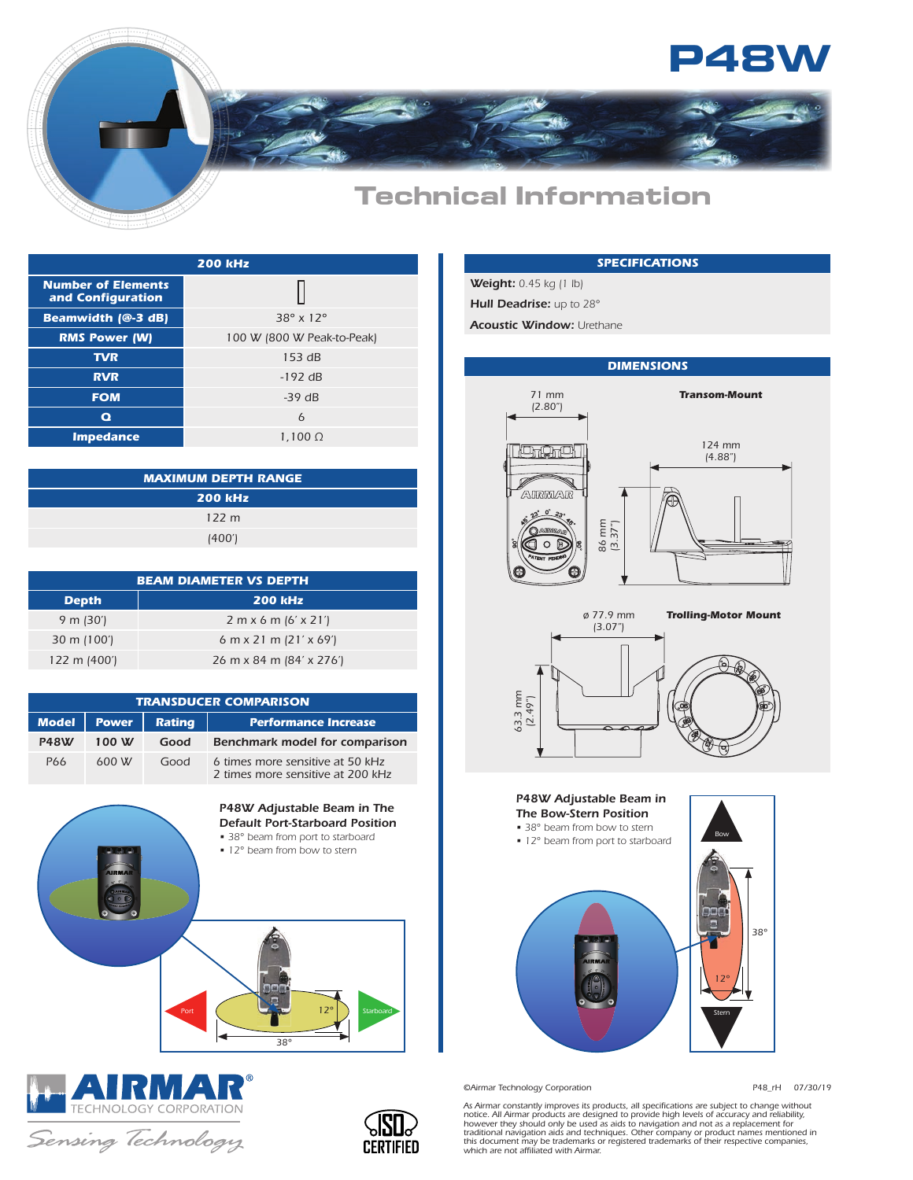# P48W

## Technical Information

| 200 kHz | |
|---|---|
| Number of Elements and Configuration | ▯ |
| Beamwidth (@-3 dB) | 38° x 12° |
| RMS Power (W) | 100 W (800 W Peak-to-Peak) |
| TVR | 153 dB |
| RVR | -192 dB |
| FOM | -39 dB |
| Q | 6 |
| Impedance | 1,100 Ω |

| MAXIMUM DEPTH RANGE |
|---|
| 200 kHz |
| 122 m |
| (400') |

| BEAM DIAMETER VS DEPTH | |
|---|---|
| Depth | 200 kHz |
| 9 m (30') | 2 m x 6 m (6' x 21') |
| 30 m (100') | 6 m x 21 m (21' x 69') |
| 122 m (400') | 26 m x 84 m (84' x 276') |

| TRANSDUCER COMPARISON | | | |
|---|---|---|---|
| Model | Power | Rating | Performance Increase |
| **P48W** | **100 W** | **Good** | **Benchmark model for comparison** |
| P66 | 600 W | Good | 6 times more sensitive at 50 kHz<br>2 times more sensitive at 200 kHz |

**P48W Adjustable Beam in The Default Port-Starboard Position**
- 38° beam from port to starboard
- 12° beam from bow to stern

Port
Starboard
12°
38°

### SPECIFICATIONS

**Weight:** 0.45 kg (1 lb)

**Hull Deadrise:** up to 28°

**Acoustic Window:** Urethane

### DIMENSIONS

**Transom-Mount**

71 mm (2.80")
124 mm (4.88")
86 mm (3.37")

**Trolling-Motor Mount**

ø 77.9 mm (3.07")
63.3 mm (2.49")

**P48W Adjustable Beam in The Bow-Stern Position**
- 38° beam from bow to stern
- 12° beam from port to starboard

Bow
38°
12°
Stern

AIRMAR® TECHNOLOGY CORPORATION
Sensing Technology

ISO CERTIFIED

©Airmar Technology Corporation

P48_rH 07/30/19

As Airmar constantly improves its products, all specifications are subject to change without notice. All Airmar products are designed to provide high levels of accuracy and reliability, however they should only be used as aids to navigation and not as a replacement for traditional navigation aids and techniques. Other company or product names mentioned in this document may be trademarks or registered trademarks of their respective companies, which are not affiliated with Airmar.